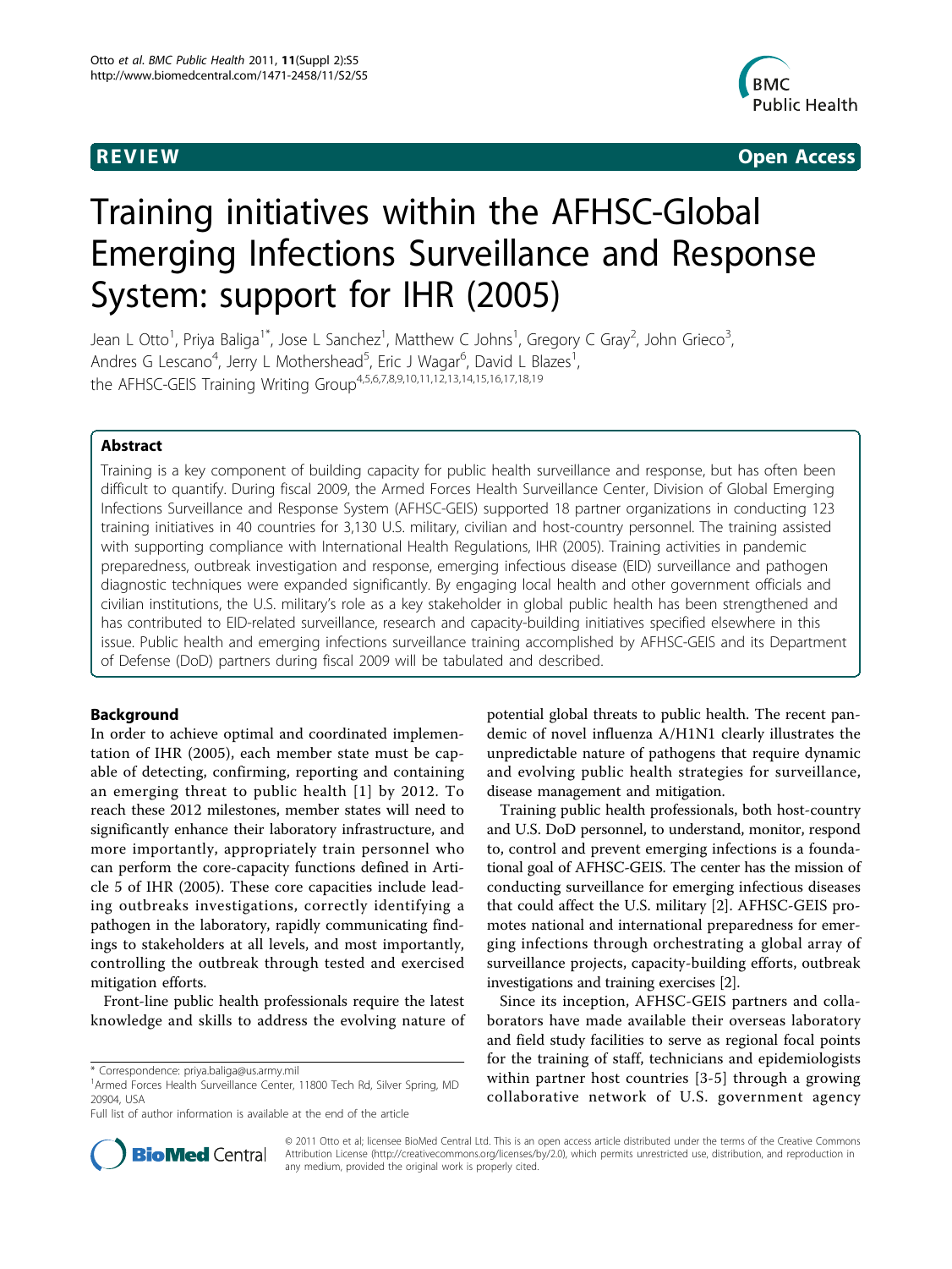**REVIEW** **Open Access**

# Training initiatives within the AFHSC-Global Emerging Infections Surveillance and Response System: support for IHR (2005)

Jean L Otto[1], Priya Baliga[1*], Jose L Sanchez[1], Matthew C Johns[1], Gregory C Gray[2], John Grieco[3], Andres G Lescano[4], Jerry L Mothershead[5], Eric J Wagar[6], David L Blazes[1], the AFHSC-GEIS Training Writing Group[4,5,6,7,8,9,10,11,12,13,14,15,16,17,18,19]

## Abstract

Training is a key component of building capacity for public health surveillance and response, but has often been difficult to quantify. During fiscal 2009, the Armed Forces Health Surveillance Center, Division of Global Emerging Infections Surveillance and Response System (AFHSC-GEIS) supported 18 partner organizations in conducting 123 training initiatives in 40 countries for 3,130 U.S. military, civilian and host-country personnel. The training assisted with supporting compliance with International Health Regulations, IHR (2005). Training activities in pandemic preparedness, outbreak investigation and response, emerging infectious disease (EID) surveillance and pathogen diagnostic techniques were expanded significantly. By engaging local health and other government officials and civilian institutions, the U.S. military's role as a key stakeholder in global public health has been strengthened and has contributed to EID-related surveillance, research and capacity-building initiatives specified elsewhere in this issue. Public health and emerging infections surveillance training accomplished by AFHSC-GEIS and its Department of Defense (DoD) partners during fiscal 2009 will be tabulated and described.

## Background

In order to achieve optimal and coordinated implementation of IHR (2005), each member state must be capable of detecting, confirming, reporting and containing an emerging threat to public health [1] by 2012. To reach these 2012 milestones, member states will need to significantly enhance their laboratory infrastructure, and more importantly, appropriately train personnel who can perform the core-capacity functions defined in Article 5 of IHR (2005). These core capacities include leading outbreaks investigations, correctly identifying a pathogen in the laboratory, rapidly communicating findings to stakeholders at all levels, and most importantly, controlling the outbreak through tested and exercised mitigation efforts.

Front-line public health professionals require the latest knowledge and skills to address the evolving nature of potential global threats to public health. The recent pandemic of novel influenza A/H1N1 clearly illustrates the unpredictable nature of pathogens that require dynamic and evolving public health strategies for surveillance, disease management and mitigation.

Training public health professionals, both host-country and U.S. DoD personnel, to understand, monitor, respond to, control and prevent emerging infections is a foundational goal of AFHSC-GEIS. The center has the mission of conducting surveillance for emerging infectious diseases that could affect the U.S. military [2]. AFHSC-GEIS promotes national and international preparedness for emerging infections through orchestrating a global array of surveillance projects, capacity-building efforts, outbreak investigations and training exercises [2].

Since its inception, AFHSC-GEIS partners and collaborators have made available their overseas laboratory and field study facilities to serve as regional focal points for the training of staff, technicians and epidemiologists within partner host countries [3-5] through a growing collaborative network of U.S. government agency

\* Correspondence: priya.baliga@us.army.mil

[1]Armed Forces Health Surveillance Center, 11800 Tech Rd, Silver Spring, MD 20904, USA

Full list of author information is available at the end of the article

© 2011 Otto et al; licensee BioMed Central Ltd. This is an open access article distributed under the terms of the Creative Commons Attribution License (http://creativecommons.org/licenses/by/2.0), which permits unrestricted use, distribution, and reproduction in any medium, provided the original work is properly cited.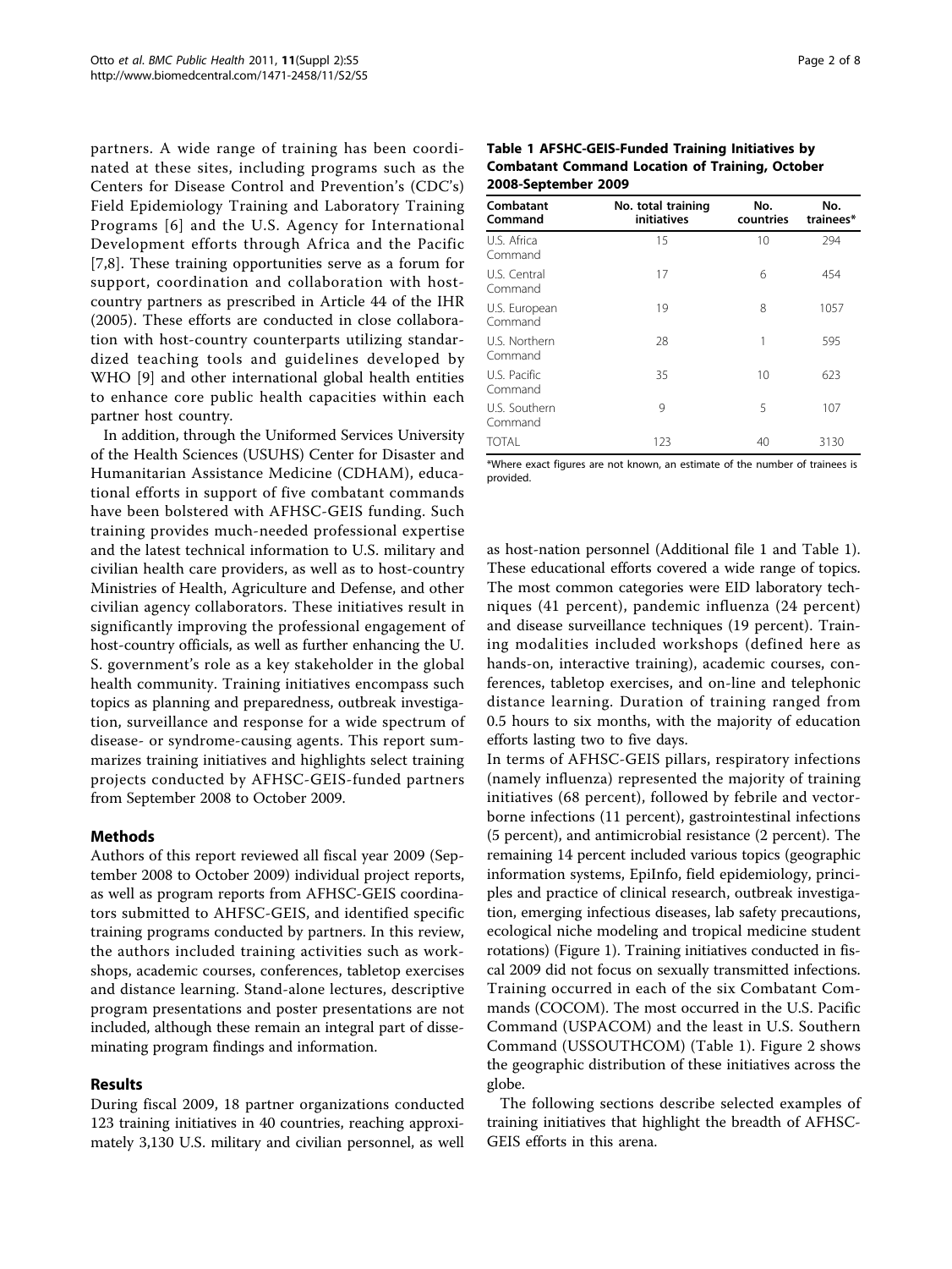partners. A wide range of training has been coordinated at these sites, including programs such as the Centers for Disease Control and Prevention's (CDC's) Field Epidemiology Training and Laboratory Training Programs [6] and the U.S. Agency for International Development efforts through Africa and the Pacific [7,8]. These training opportunities serve as a forum for support, coordination and collaboration with host-country partners as prescribed in Article 44 of the IHR (2005). These efforts are conducted in close collaboration with host-country counterparts utilizing standardized teaching tools and guidelines developed by WHO [9] and other international global health entities to enhance core public health capacities within each partner host country.

In addition, through the Uniformed Services University of the Health Sciences (USUHS) Center for Disaster and Humanitarian Assistance Medicine (CDHAM), educational efforts in support of five combatant commands have been bolstered with AFHSC-GEIS funding. Such training provides much-needed professional expertise and the latest technical information to U.S. military and civilian health care providers, as well as to host-country Ministries of Health, Agriculture and Defense, and other civilian agency collaborators. These initiatives result in significantly improving the professional engagement of host-country officials, as well as further enhancing the U.S. government's role as a key stakeholder in the global health community. Training initiatives encompass such topics as planning and preparedness, outbreak investigation, surveillance and response for a wide spectrum of disease- or syndrome-causing agents. This report summarizes training initiatives and highlights select training projects conducted by AFHSC-GEIS-funded partners from September 2008 to October 2009.

## Methods

Authors of this report reviewed all fiscal year 2009 (September 2008 to October 2009) individual project reports, as well as program reports from AFHSC-GEIS coordinators submitted to AHFSC-GEIS, and identified specific training programs conducted by partners. In this review, the authors included training activities such as workshops, academic courses, conferences, tabletop exercises and distance learning. Stand-alone lectures, descriptive program presentations and poster presentations are not included, although these remain an integral part of disseminating program findings and information.

## Results

During fiscal 2009, 18 partner organizations conducted 123 training initiatives in 40 countries, reaching approximately 3,130 U.S. military and civilian personnel, as well as host-nation personnel (Additional file 1 and Table 1). These educational efforts covered a wide range of topics. The most common categories were EID laboratory techniques (41 percent), pandemic influenza (24 percent) and disease surveillance techniques (19 percent). Training modalities included workshops (defined here as hands-on, interactive training), academic courses, conferences, tabletop exercises, and on-line and telephonic distance learning. Duration of training ranged from 0.5 hours to six months, with the majority of education efforts lasting two to five days.

**Table 1 AFSHC-GEIS-Funded Training Initiatives by Combatant Command Location of Training, October 2008-September 2009**

| Combatant Command | No. total training initiatives | No. countries | No. trainees* |
|---|---|---|---|
| U.S. Africa Command | 15 | 10 | 294 |
| U.S. Central Command | 17 | 6 | 454 |
| U.S. European Command | 19 | 8 | 1057 |
| U.S. Northern Command | 28 | 1 | 595 |
| U.S. Pacific Command | 35 | 10 | 623 |
| U.S. Southern Command | 9 | 5 | 107 |
| TOTAL | 123 | 40 | 3130 |

*Where exact figures are not known, an estimate of the number of trainees is provided.

In terms of AFHSC-GEIS pillars, respiratory infections (namely influenza) represented the majority of training initiatives (68 percent), followed by febrile and vector-borne infections (11 percent), gastrointestinal infections (5 percent), and antimicrobial resistance (2 percent). The remaining 14 percent included various topics (geographic information systems, EpiInfo, field epidemiology, principles and practice of clinical research, outbreak investigation, emerging infectious diseases, lab safety precautions, ecological niche modeling and tropical medicine student rotations) (Figure 1). Training initiatives conducted in fiscal 2009 did not focus on sexually transmitted infections. Training occurred in each of the six Combatant Commands (COCOM). The most occurred in the U.S. Pacific Command (USPACOM) and the least in U.S. Southern Command (USSOUTHCOM) (Table 1). Figure 2 shows the geographic distribution of these initiatives across the globe.

The following sections describe selected examples of training initiatives that highlight the breadth of AFHSC-GEIS efforts in this arena.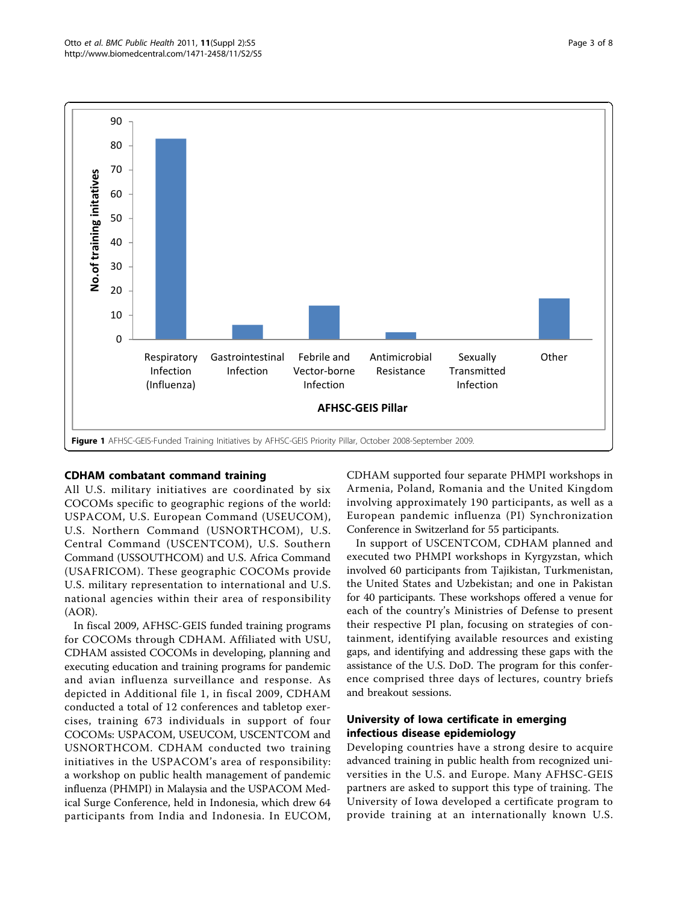Figure 1 AFHSC-GEIS-Funded Training Initiatives by AFHSC-GEIS Priority Pillar, October 2008-September 2009.

## CDHAM combatant command training

All U.S. military initiatives are coordinated by six COCOMs specific to geographic regions of the world: USPACOM, U.S. European Command (USEUCOM), U.S. Northern Command (USNORTHCOM), U.S. Central Command (USCENTCOM), U.S. Southern Command (USSOUTHCOM) and U.S. Africa Command (USAFRICOM). These geographic COCOMs provide U.S. military representation to international and U.S. national agencies within their area of responsibility (AOR).

In fiscal 2009, AFHSC-GEIS funded training programs for COCOMs through CDHAM. Affiliated with USU, CDHAM assisted COCOMs in developing, planning and executing education and training programs for pandemic and avian influenza surveillance and response. As depicted in Additional file 1, in fiscal 2009, CDHAM conducted a total of 12 conferences and tabletop exercises, training 673 individuals in support of four COCOMs: USPACOM, USEUCOM, USCENTCOM and USNORTHCOM. CDHAM conducted two training initiatives in the USPACOM's area of responsibility: a workshop on public health management of pandemic influenza (PHMPI) in Malaysia and the USPACOM Medical Surge Conference, held in Indonesia, which drew 64 participants from India and Indonesia. In EUCOM, CDHAM supported four separate PHMPI workshops in Armenia, Poland, Romania and the United Kingdom involving approximately 190 participants, as well as a European pandemic influenza (PI) Synchronization Conference in Switzerland for 55 participants.

In support of USCENTCOM, CDHAM planned and executed two PHMPI workshops in Kyrgyzstan, which involved 60 participants from Tajikistan, Turkmenistan, the United States and Uzbekistan; and one in Pakistan for 40 participants. These workshops offered a venue for each of the country's Ministries of Defense to present their respective PI plan, focusing on strategies of containment, identifying available resources and existing gaps, and identifying and addressing these gaps with the assistance of the U.S. DoD. The program for this conference comprised three days of lectures, country briefs and breakout sessions.

## University of Iowa certificate in emerging infectious disease epidemiology

Developing countries have a strong desire to acquire advanced training in public health from recognized universities in the U.S. and Europe. Many AFHSC-GEIS partners are asked to support this type of training. The University of Iowa developed a certificate program to provide training at an internationally known U.S.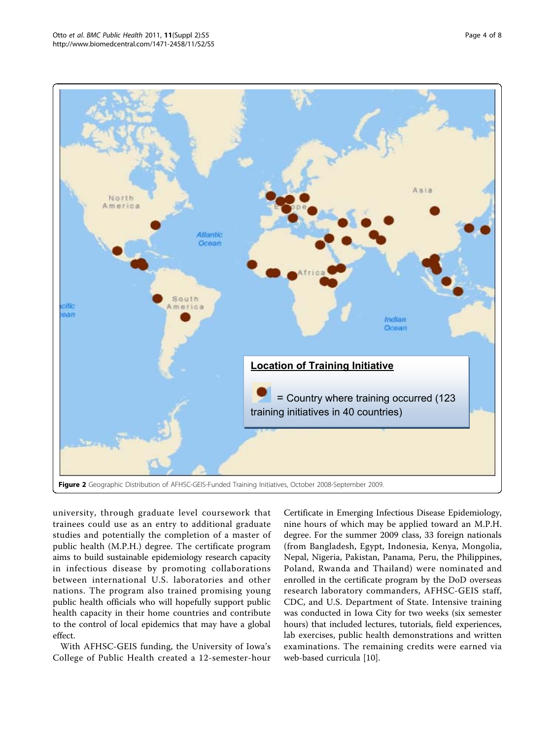Figure 2 Geographic Distribution of AFHSC-GEIS-Funded Training Initiatives, October 2008-September 2009.

university, through graduate level coursework that trainees could use as an entry to additional graduate studies and potentially the completion of a master of public health (M.P.H.) degree. The certificate program aims to build sustainable epidemiology research capacity in infectious disease by promoting collaborations between international U.S. laboratories and other nations. The program also trained promising young public health officials who will hopefully support public health capacity in their home countries and contribute to the control of local epidemics that may have a global effect.

With AFHSC-GEIS funding, the University of Iowa's College of Public Health created a 12-semester-hour Certificate in Emerging Infectious Disease Epidemiology, nine hours of which may be applied toward an M.P.H. degree. For the summer 2009 class, 33 foreign nationals (from Bangladesh, Egypt, Indonesia, Kenya, Mongolia, Nepal, Nigeria, Pakistan, Panama, Peru, the Philippines, Poland, Rwanda and Thailand) were nominated and enrolled in the certificate program by the DoD overseas research laboratory commanders, AFHSC-GEIS staff, CDC, and U.S. Department of State. Intensive training was conducted in Iowa City for two weeks (six semester hours) that included lectures, tutorials, field experiences, lab exercises, public health demonstrations and written examinations. The remaining credits were earned via web-based curricula [10].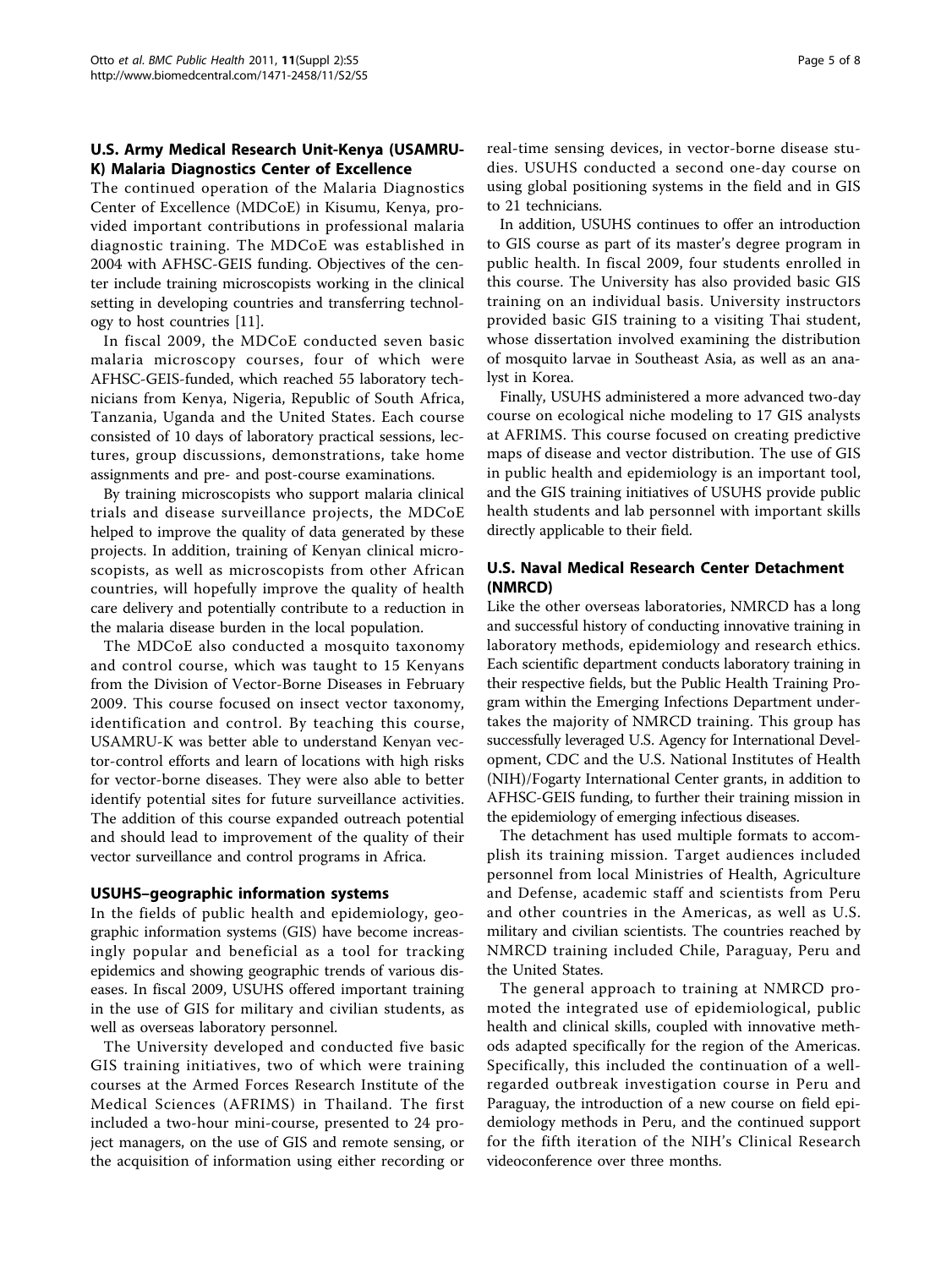### U.S. Army Medical Research Unit-Kenya (USAMRU-K) Malaria Diagnostics Center of Excellence

The continued operation of the Malaria Diagnostics Center of Excellence (MDCoE) in Kisumu, Kenya, provided important contributions in professional malaria diagnostic training. The MDCoE was established in 2004 with AFHSC-GEIS funding. Objectives of the center include training microscopists working in the clinical setting in developing countries and transferring technology to host countries [11].

In fiscal 2009, the MDCoE conducted seven basic malaria microscopy courses, four of which were AFHSC-GEIS-funded, which reached 55 laboratory technicians from Kenya, Nigeria, Republic of South Africa, Tanzania, Uganda and the United States. Each course consisted of 10 days of laboratory practical sessions, lectures, group discussions, demonstrations, take home assignments and pre- and post-course examinations.

By training microscopists who support malaria clinical trials and disease surveillance projects, the MDCoE helped to improve the quality of data generated by these projects. In addition, training of Kenyan clinical microscopists, as well as microscopists from other African countries, will hopefully improve the quality of health care delivery and potentially contribute to a reduction in the malaria disease burden in the local population.

The MDCoE also conducted a mosquito taxonomy and control course, which was taught to 15 Kenyans from the Division of Vector-Borne Diseases in February 2009. This course focused on insect vector taxonomy, identification and control. By teaching this course, USAMRU-K was better able to understand Kenyan vector-control efforts and learn of locations with high risks for vector-borne diseases. They were also able to better identify potential sites for future surveillance activities. The addition of this course expanded outreach potential and should lead to improvement of the quality of their vector surveillance and control programs in Africa.

### USUHS–geographic information systems

In the fields of public health and epidemiology, geographic information systems (GIS) have become increasingly popular and beneficial as a tool for tracking epidemics and showing geographic trends of various diseases. In fiscal 2009, USUHS offered important training in the use of GIS for military and civilian students, as well as overseas laboratory personnel.

The University developed and conducted five basic GIS training initiatives, two of which were training courses at the Armed Forces Research Institute of the Medical Sciences (AFRIMS) in Thailand. The first included a two-hour mini-course, presented to 24 project managers, on the use of GIS and remote sensing, or the acquisition of information using either recording or real-time sensing devices, in vector-borne disease studies. USUHS conducted a second one-day course on using global positioning systems in the field and in GIS to 21 technicians.

In addition, USUHS continues to offer an introduction to GIS course as part of its master's degree program in public health. In fiscal 2009, four students enrolled in this course. The University has also provided basic GIS training on an individual basis. University instructors provided basic GIS training to a visiting Thai student, whose dissertation involved examining the distribution of mosquito larvae in Southeast Asia, as well as an analyst in Korea.

Finally, USUHS administered a more advanced two-day course on ecological niche modeling to 17 GIS analysts at AFRIMS. This course focused on creating predictive maps of disease and vector distribution. The use of GIS in public health and epidemiology is an important tool, and the GIS training initiatives of USUHS provide public health students and lab personnel with important skills directly applicable to their field.

### U.S. Naval Medical Research Center Detachment (NMRCD)

Like the other overseas laboratories, NMRCD has a long and successful history of conducting innovative training in laboratory methods, epidemiology and research ethics. Each scientific department conducts laboratory training in their respective fields, but the Public Health Training Program within the Emerging Infections Department undertakes the majority of NMRCD training. This group has successfully leveraged U.S. Agency for International Development, CDC and the U.S. National Institutes of Health (NIH)/Fogarty International Center grants, in addition to AFHSC-GEIS funding, to further their training mission in the epidemiology of emerging infectious diseases.

The detachment has used multiple formats to accomplish its training mission. Target audiences included personnel from local Ministries of Health, Agriculture and Defense, academic staff and scientists from Peru and other countries in the Americas, as well as U.S. military and civilian scientists. The countries reached by NMRCD training included Chile, Paraguay, Peru and the United States.

The general approach to training at NMRCD promoted the integrated use of epidemiological, public health and clinical skills, coupled with innovative methods adapted specifically for the region of the Americas. Specifically, this included the continuation of a well-regarded outbreak investigation course in Peru and Paraguay, the introduction of a new course on field epidemiology methods in Peru, and the continued support for the fifth iteration of the NIH's Clinical Research videoconference over three months.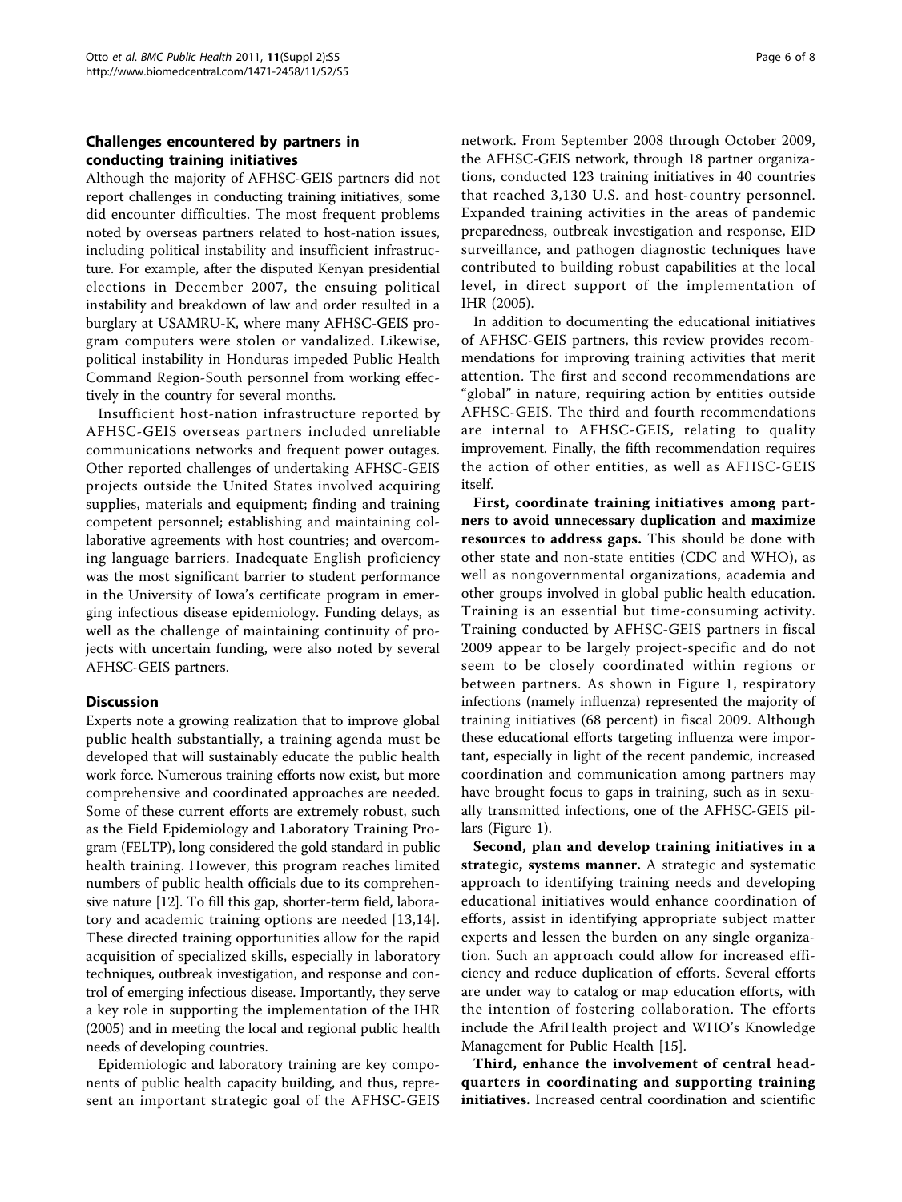## Challenges encountered by partners in conducting training initiatives

Although the majority of AFHSC-GEIS partners did not report challenges in conducting training initiatives, some did encounter difficulties. The most frequent problems noted by overseas partners related to host-nation issues, including political instability and insufficient infrastructure. For example, after the disputed Kenyan presidential elections in December 2007, the ensuing political instability and breakdown of law and order resulted in a burglary at USAMRU-K, where many AFHSC-GEIS program computers were stolen or vandalized. Likewise, political instability in Honduras impeded Public Health Command Region-South personnel from working effectively in the country for several months.

Insufficient host-nation infrastructure reported by AFHSC-GEIS overseas partners included unreliable communications networks and frequent power outages. Other reported challenges of undertaking AFHSC-GEIS projects outside the United States involved acquiring supplies, materials and equipment; finding and training competent personnel; establishing and maintaining collaborative agreements with host countries; and overcoming language barriers. Inadequate English proficiency was the most significant barrier to student performance in the University of Iowa's certificate program in emerging infectious disease epidemiology. Funding delays, as well as the challenge of maintaining continuity of projects with uncertain funding, were also noted by several AFHSC-GEIS partners.

## Discussion

Experts note a growing realization that to improve global public health substantially, a training agenda must be developed that will sustainably educate the public health work force. Numerous training efforts now exist, but more comprehensive and coordinated approaches are needed. Some of these current efforts are extremely robust, such as the Field Epidemiology and Laboratory Training Program (FELTP), long considered the gold standard in public health training. However, this program reaches limited numbers of public health officials due to its comprehensive nature [12]. To fill this gap, shorter-term field, laboratory and academic training options are needed [13,14]. These directed training opportunities allow for the rapid acquisition of specialized skills, especially in laboratory techniques, outbreak investigation, and response and control of emerging infectious disease. Importantly, they serve a key role in supporting the implementation of the IHR (2005) and in meeting the local and regional public health needs of developing countries.

Epidemiologic and laboratory training are key components of public health capacity building, and thus, represent an important strategic goal of the AFHSC-GEIS network. From September 2008 through October 2009, the AFHSC-GEIS network, through 18 partner organizations, conducted 123 training initiatives in 40 countries that reached 3,130 U.S. and host-country personnel. Expanded training activities in the areas of pandemic preparedness, outbreak investigation and response, EID surveillance, and pathogen diagnostic techniques have contributed to building robust capabilities at the local level, in direct support of the implementation of IHR (2005).

In addition to documenting the educational initiatives of AFHSC-GEIS partners, this review provides recommendations for improving training activities that merit attention. The first and second recommendations are "global" in nature, requiring action by entities outside AFHSC-GEIS. The third and fourth recommendations are internal to AFHSC-GEIS, relating to quality improvement. Finally, the fifth recommendation requires the action of other entities, as well as AFHSC-GEIS itself.

**First, coordinate training initiatives among partners to avoid unnecessary duplication and maximize resources to address gaps.** This should be done with other state and non-state entities (CDC and WHO), as well as nongovernmental organizations, academia and other groups involved in global public health education. Training is an essential but time-consuming activity. Training conducted by AFHSC-GEIS partners in fiscal 2009 appear to be largely project-specific and do not seem to be closely coordinated within regions or between partners. As shown in Figure 1, respiratory infections (namely influenza) represented the majority of training initiatives (68 percent) in fiscal 2009. Although these educational efforts targeting influenza were important, especially in light of the recent pandemic, increased coordination and communication among partners may have brought focus to gaps in training, such as in sexually transmitted infections, one of the AFHSC-GEIS pillars (Figure 1).

**Second, plan and develop training initiatives in a strategic, systems manner.** A strategic and systematic approach to identifying training needs and developing educational initiatives would enhance coordination of efforts, assist in identifying appropriate subject matter experts and lessen the burden on any single organization. Such an approach could allow for increased efficiency and reduce duplication of efforts. Several efforts are under way to catalog or map education efforts, with the intention of fostering collaboration. The efforts include the AfriHealth project and WHO's Knowledge Management for Public Health [15].

**Third, enhance the involvement of central headquarters in coordinating and supporting training initiatives.** Increased central coordination and scientific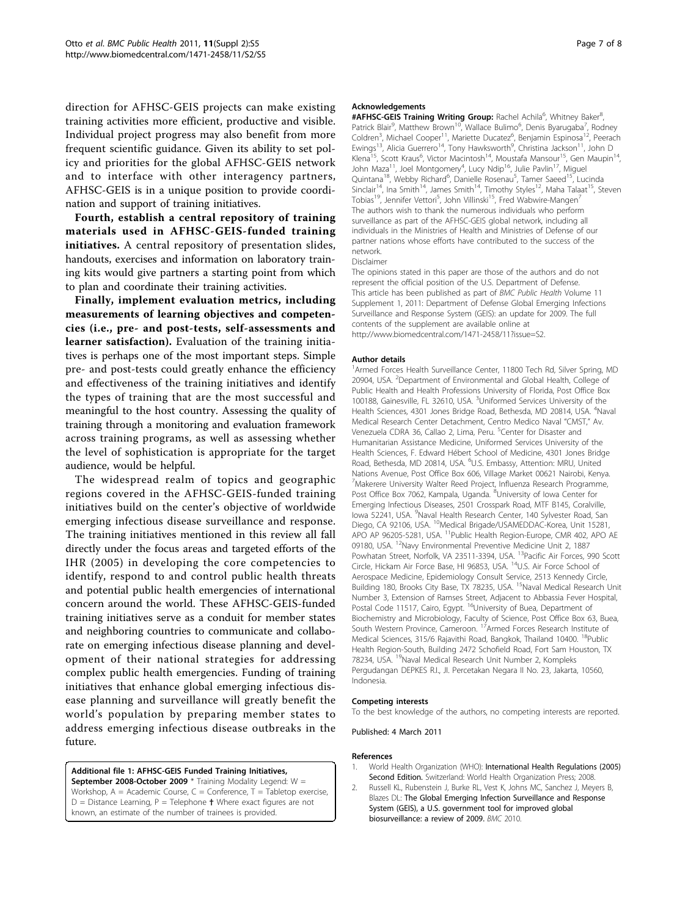direction for AFHSC-GEIS projects can make existing training activities more efficient, productive and visible. Individual project progress may also benefit from more frequent scientific guidance. Given its ability to set policy and priorities for the global AFHSC-GEIS network and to interface with other interagency partners, AFHSC-GEIS is in a unique position to provide coordination and support of training initiatives.

**Fourth, establish a central repository of training materials used in AFHSC-GEIS-funded training initiatives.** A central repository of presentation slides, handouts, exercises and information on laboratory training kits would give partners a starting point from which to plan and coordinate their training activities.

**Finally, implement evaluation metrics, including measurements of learning objectives and competencies (i.e., pre- and post-tests, self-assessments and learner satisfaction).** Evaluation of the training initiatives is perhaps one of the most important steps. Simple pre- and post-tests could greatly enhance the efficiency and effectiveness of the training initiatives and identify the types of training that are the most successful and meaningful to the host country. Assessing the quality of training through a monitoring and evaluation framework across training programs, as well as assessing whether the level of sophistication is appropriate for the target audience, would be helpful.

The widespread realm of topics and geographic regions covered in the AFHSC-GEIS-funded training initiatives build on the center's objective of worldwide emerging infectious disease surveillance and response. The training initiatives mentioned in this review all fall directly under the focus areas and targeted efforts of the IHR (2005) in developing the core competencies to identify, respond to and control public health threats and potential public health emergencies of international concern around the world. These AFHSC-GEIS-funded training initiatives serve as a conduit for member states and neighboring countries to communicate and collaborate on emerging infectious disease planning and development of their national strategies for addressing complex public health emergencies. Funding of training initiatives that enhance global emerging infectious disease planning and surveillance will greatly benefit the world's population by preparing member states to address emerging infectious disease outbreaks in the future.

**Additional file 1: AFHSC-GEIS Funded Training Initiatives, September 2008-October 2009** * Training Modality Legend: W = Workshop, A = Academic Course, C = Conference, T = Tabletop exercise, D = Distance Learning, P = Telephone † Where exact figures are not known, an estimate of the number of trainees is provided.

#### Acknowledgements

**#AFHSC-GEIS Training Writing Group:** Rachel Achila[6], Whitney Baker[8], Patrick Blair[9], Matthew Brown[10], Wallace Bulimo[6], Denis Byarugaba[7], Rodney Coldren[3], Michael Cooper[11], Mariette Ducatez[6], Benjamin Espinosa[12], Peerach Ewings[13], Alicia Guerrero[14], Tony Hawksworth[9], Christina Jackson[11], John D Klena[15], Scott Kraus[6], Victor Macintosh[14], Moustafa Mansour[15], Gen Maupin[14], John Maza[11], Joel Montgomery[4], Lucy Ndip[16], Julie Pavlin[17], Miguel Quintana[18], Webby Richard[6], Danielle Rosenau[5], Tamer Saeed[15], Lucinda Sinclair[14], Ina Smith[14], James Smith[14], Timothy Styles[12], Maha Talaat[15], Steven Tobias[19], Jennifer Vettori[5], John Villinski[15], Fred Wabwire-Mangen[7]

The authors wish to thank the numerous individuals who perform surveillance as part of the AFHSC-GEIS global network, including all individuals in the Ministries of Health and Ministries of Defense of our partner nations whose efforts have contributed to the success of the network.

Disclaimer

The opinions stated in this paper are those of the authors and do not represent the official position of the U.S. Department of Defense.

This article has been published as part of *BMC Public Health* Volume 11 Supplement 1, 2011: Department of Defense Global Emerging Infections Surveillance and Response System (GEIS): an update for 2009. The full contents of the supplement are available online at http://www.biomedcentral.com/1471-2458/11?issue=S2.

#### Author details

[1]Armed Forces Health Surveillance Center, 11800 Tech Rd, Silver Spring, MD 20904, USA. [2]Department of Environmental and Global Health, College of Public Health and Health Professions University of Florida, Post Office Box 100188, Gainesville, FL 32610, USA. [3]Uniformed Services University of the Health Sciences, 4301 Jones Bridge Road, Bethesda, MD 20814, USA. [4]Naval Medical Research Center Detachment, Centro Medico Naval "CMST," Av. Venezuela CDRA 36, Callao 2, Lima, Peru. [5]Center for Disaster and Humanitarian Assistance Medicine, Uniformed Services University of the Health Sciences, F. Edward Hébert School of Medicine, 4301 Jones Bridge Road, Bethesda, MD 20814, USA. [6]U.S. Embassy, Attention: MRU, United Nations Avenue, Post Office Box 606, Village Market 00621 Nairobi, Kenya. [7]Makerere University Walter Reed Project, Influenza Research Programme, Post Office Box 7062, Kampala, Uganda. [8]University of Iowa Center for Emerging Infectious Diseases, 2501 Crosspark Road, MTF B145, Coralville, Iowa 52241, USA. [9]Naval Health Research Center, 140 Sylvester Road, San Diego, CA 92106, USA. [10]Medical Brigade/USAMEDDAC-Korea, Unit 15281, APO AP 96205-5281, USA. [11]Public Health Region-Europe, CMR 402, APO AE 09180, USA. [12]Navy Environmental Preventive Medicine Unit 2, 1887 Powhatan Street, Norfolk, VA 23511-3394, USA. [13]Pacific Air Forces, 990 Scott Circle, Hickam Air Force Base, HI 96853, USA. [14]U.S. Air Force School of Aerospace Medicine, Epidemiology Consult Service, 2513 Kennedy Circle, Building 180, Brooks City Base, TX 78235, USA. [15]Naval Medical Research Unit Number 3, Extension of Ramses Street, Adjacent to Abbassia Fever Hospital, Postal Code 11517, Cairo, Egypt. [16]University of Buea, Department of Biochemistry and Microbiology, Faculty of Science, Post Office Box 63, Buea, South Western Province, Cameroon. [17]Armed Forces Research Institute of Medical Sciences, 315/6 Rajavithi Road, Bangkok, Thailand 10400. [18]Public Health Region-South, Building 2472 Schofield Road, Fort Sam Houston, TX 78234, USA. [19]Naval Medical Research Unit Number 2, Kompleks Pergudangan DEPKES R.I., Jl. Percetakan Negara II No. 23, Jakarta, 10560, Indonesia.

#### Competing interests

To the best knowledge of the authors, no competing interests are reported.

Published: 4 March 2011

#### References

1. World Health Organization (WHO): **International Health Regulations (2005) Second Edition.** Switzerland: World Health Organization Press; 2008.
2. Russell KL, Rubenstein J, Burke RL, Vest K, Johns MC, Sanchez J, Meyers B, Blazes DL: **The Global Emerging Infection Surveillance and Response System (GEIS), a U.S. government tool for improved global biosurveillance: a review of 2009.** *BMC* 2010.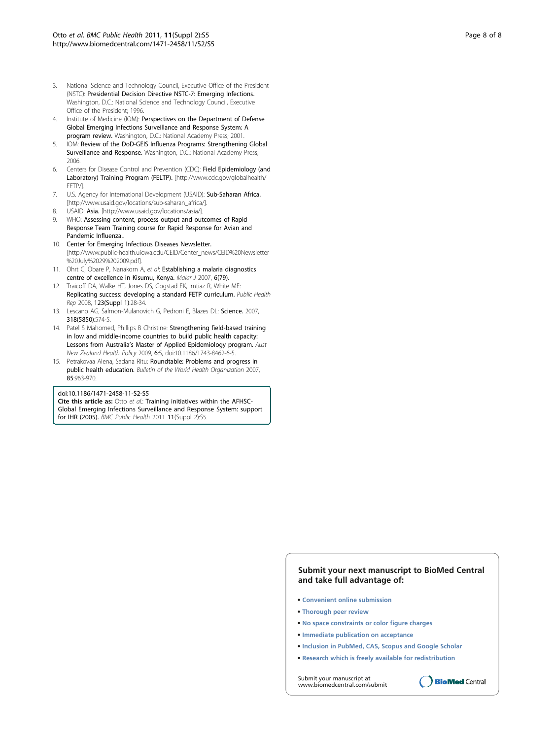3. National Science and Technology Council, Executive Office of the President (NSTC): **Presidential Decision Directive NSTC-7: Emerging Infections.** Washington, D.C.: National Science and Technology Council, Executive Office of the President; 1996.
4. Institute of Medicine (IOM): **Perspectives on the Department of Defense Global Emerging Infections Surveillance and Response System: A program review.** Washington, D.C.: National Academy Press; 2001.
5. IOM: **Review of the DoD-GEIS Influenza Programs: Strengthening Global Surveillance and Response.** Washington, D.C.: National Academy Press; 2006.
6. Centers for Disease Control and Prevention (CDC): **Field Epidemiology (and Laboratory) Training Program (FELTP).** [http://www.cdc.gov/globalhealth/FETP/].
7. U.S. Agency for International Development (USAID): **Sub-Saharan Africa.** [http://www.usaid.gov/locations/sub-saharan_africa/].
8. USAID: **Asia.** [http://www.usaid.gov/locations/asia/].
9. WHO: **Assessing content, process output and outcomes of Rapid Response Team Training course for Rapid Response for Avian and Pandemic Influenza.**.
10. **Center for Emerging Infectious Diseases Newsletter.** [http://www.public-health.uiowa.edu/CEID/Center_news/CEID%20Newsletter%20July%2029%202009.pdf].
11. Ohrt C, Obare P, Nanakorn A, *et al*: **Establishing a malaria diagnostics centre of excellence in Kisumu, Kenya.** *Malar J* 2007, **6(79)**.
12. Traicoff DA, Walke HT, Jones DS, Gogstad EK, Imtiaz R, White ME: **Replicating success: developing a standard FETP curriculum.** *Public Health Rep* 2008, **123(Suppl 1)**:28-34.
13. Lescano AG, Salmon-Mulanovich G, Pedroni E, Blazes DL: **Science.** 2007, **318(5850)**:574-5.
14. Patel S Mahomed, Phillips B Christine: **Strengthening field-based training in low and middle-income countries to build public health capacity: Lessons from Australia's Master of Applied Epidemiology program.** *Aust New Zealand Health Policy* 2009, **6**:5, doi:10.1186/1743-8462-6-5.
15. Petrakovaa Alena, Sadana Ritu: **Roundtable: Problems and progress in public health education.** *Bulletin of the World Health Organization* 2007, **85**:963-970.

doi:10.1186/1471-2458-11-S2-S5
**Cite this article as:** Otto *et al.*: **Training initiatives within the AFHSC-Global Emerging Infections Surveillance and Response System: support for IHR (2005).** *BMC Public Health* 2011 **11**(Suppl 2):S5.

**Submit your next manuscript to BioMed Central and take full advantage of:**

- Convenient online submission
- Thorough peer review
- No space constraints or color figure charges
- Immediate publication on acceptance
- Inclusion in PubMed, CAS, Scopus and Google Scholar
- Research which is freely available for redistribution

Submit your manuscript at
www.biomedcentral.com/submit

BioMed Central